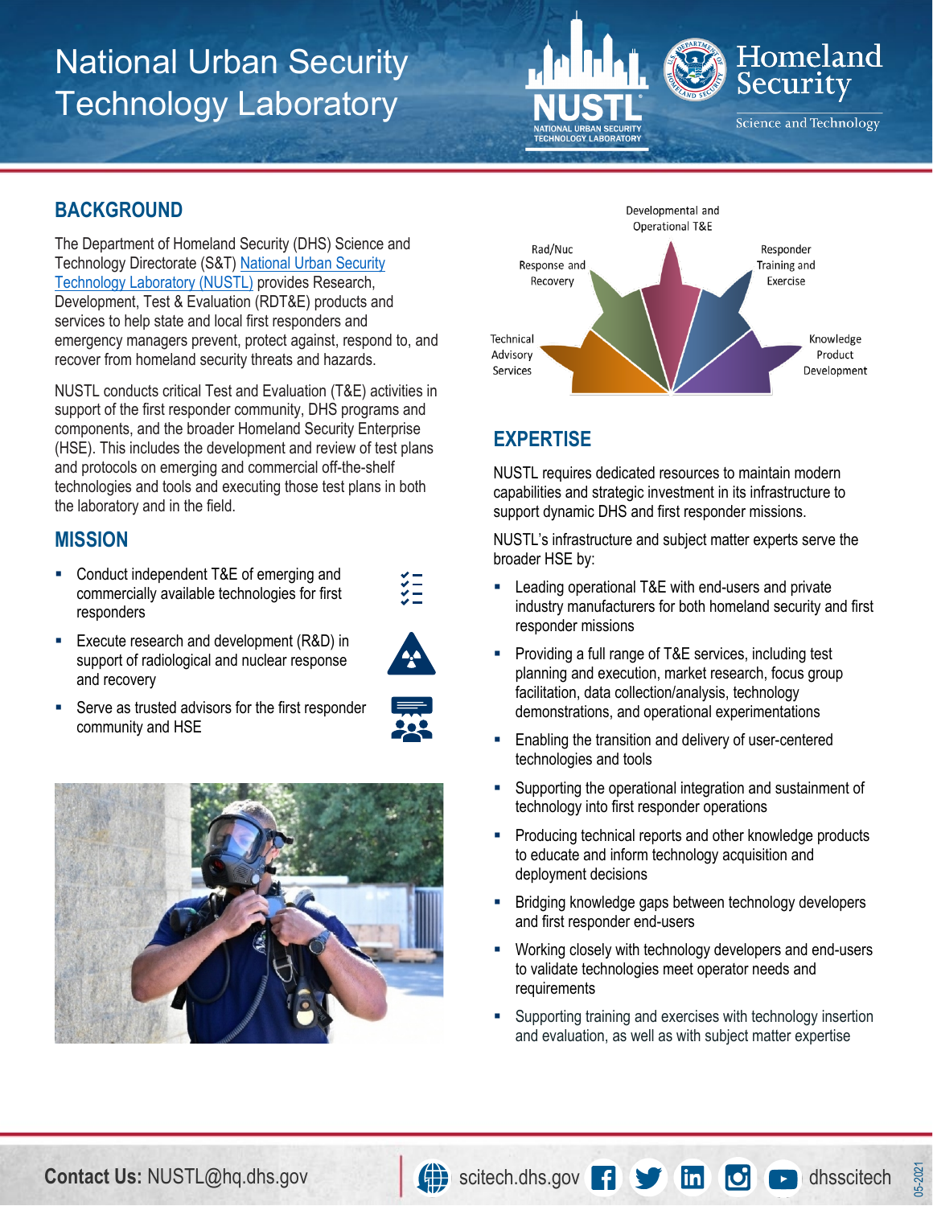# National Urban Security Technology Laboratory

## BACKGROUND

The Department of Homeland Security (DHS) Science and Technology Directorate (S&T) National Urban Security Technology Laboratory (NUSTL) provides Research, Development, Test & Evaluation (RDT&E) products and services to help state and local first responders and emergency managers prevent, protect against, respond to, and recover from homeland security threats and hazards.

NUSTL conducts critical Test and Evaluation (T&E) activities in support of the first responder community, DHS programs and components, and the broader Homeland Security Enterprise (HSE). This includes the development and review of test plans and protocols on emerging and commercial off-the-shelf technologies and tools and executing those test plans in both the laboratory and in the field.

## MISSION

- Conduct independent T&E of emerging and commercially available technologies for first responders
- Execute research and development (R&D) in support of radiological and nuclear response and recovery
- Serve as trusted advisors for the first responder community and HSE

Technical Advisory Services

Rad/Nuc Response and Recovery

Developmental and Operational T&E

Responder Training and Exercise

Knowledge Product Development

## EXPERTISE

NUSTL requires dedicated resources to maintain modern capabilities and strategic investment in its infrastructure to support dynamic DHS and first responder missions.

NUSTL's infrastructure and subject matter experts serve the broader HSE by:

- Leading operational T&E with end-users and private industry manufacturers for both homeland security and first responder missions
- Providing a full range of T&E services, including test planning and execution, market research, focus group facilitation, data collection/analysis, technology demonstrations, and operational experimentations
- Enabling the transition and delivery of user-centered technologies and tools
- Supporting the operational integration and sustainment of technology into first responder operations
- Producing technical reports and other knowledge products to educate and inform technology acquisition and deployment decisions
- Bridging knowledge gaps between technology developers and first responder end-users
- Working closely with technology developers and end-users to validate technologies meet operator needs and requirements
- Supporting training and exercises with technology insertion and evaluation, as well as with subject matter expertise

**Contact Us:** NUSTL@hq.dhs.gov | scitech.dhs.gov | dhsscitech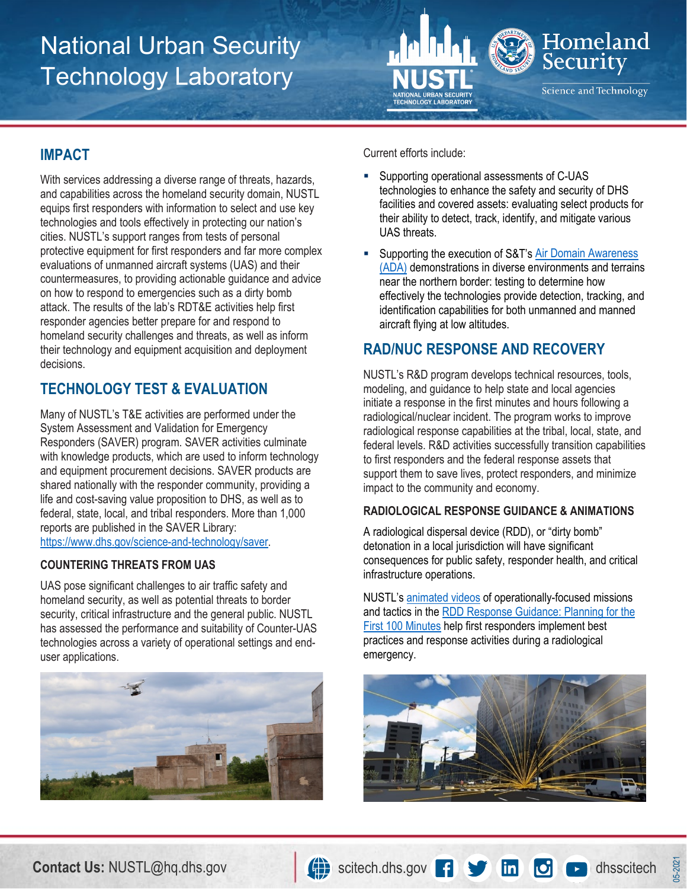# National Urban Security Technology Laboratory

## IMPACT

With services addressing a diverse range of threats, hazards, and capabilities across the homeland security domain, NUSTL equips first responders with information to select and use key technologies and tools effectively in protecting our nation's cities. NUSTL's support ranges from tests of personal protective equipment for first responders and far more complex evaluations of unmanned aircraft systems (UAS) and their countermeasures, to providing actionable guidance and advice on how to respond to emergencies such as a dirty bomb attack. The results of the lab's RDT&E activities help first responder agencies better prepare for and respond to homeland security challenges and threats, as well as inform their technology and equipment acquisition and deployment decisions.

## TECHNOLOGY TEST & EVALUATION

Many of NUSTL's T&E activities are performed under the System Assessment and Validation for Emergency Responders (SAVER) program. SAVER activities culminate with knowledge products, which are used to inform technology and equipment procurement decisions. SAVER products are shared nationally with the responder community, providing a life and cost-saving value proposition to DHS, as well as to federal, state, local, and tribal responders. More than 1,000 reports are published in the SAVER Library: https://www.dhs.gov/science-and-technology/saver.

### COUNTERING THREATS FROM UAS

UAS pose significant challenges to air traffic safety and homeland security, as well as potential threats to border security, critical infrastructure and the general public. NUSTL has assessed the performance and suitability of Counter-UAS technologies across a variety of operational settings and end-user applications.

Current efforts include:

- Supporting operational assessments of C-UAS technologies to enhance the safety and security of DHS facilities and covered assets: evaluating select products for their ability to detect, track, identify, and mitigate various UAS threats.
- Supporting the execution of S&T's Air Domain Awareness (ADA) demonstrations in diverse environments and terrains near the northern border: testing to determine how effectively the technologies provide detection, tracking, and identification capabilities for both unmanned and manned aircraft flying at low altitudes.

## RAD/NUC RESPONSE AND RECOVERY

NUSTL's R&D program develops technical resources, tools, modeling, and guidance to help state and local agencies initiate a response in the first minutes and hours following a radiological/nuclear incident. The program works to improve radiological response capabilities at the tribal, local, state, and federal levels. R&D activities successfully transition capabilities to first responders and the federal response assets that support them to save lives, protect responders, and minimize impact to the community and economy.

### RADIOLOGICAL RESPONSE GUIDANCE & ANIMATIONS

A radiological dispersal device (RDD), or "dirty bomb" detonation in a local jurisdiction will have significant consequences for public safety, responder health, and critical infrastructure operations.

NUSTL's animated videos of operationally-focused missions and tactics in the RDD Response Guidance: Planning for the First 100 Minutes help first responders implement best practices and response activities during a radiological emergency.

**Contact Us:** NUSTL@hq.dhs.gov

scitech.dhs.gov dhsscitech

05-2021